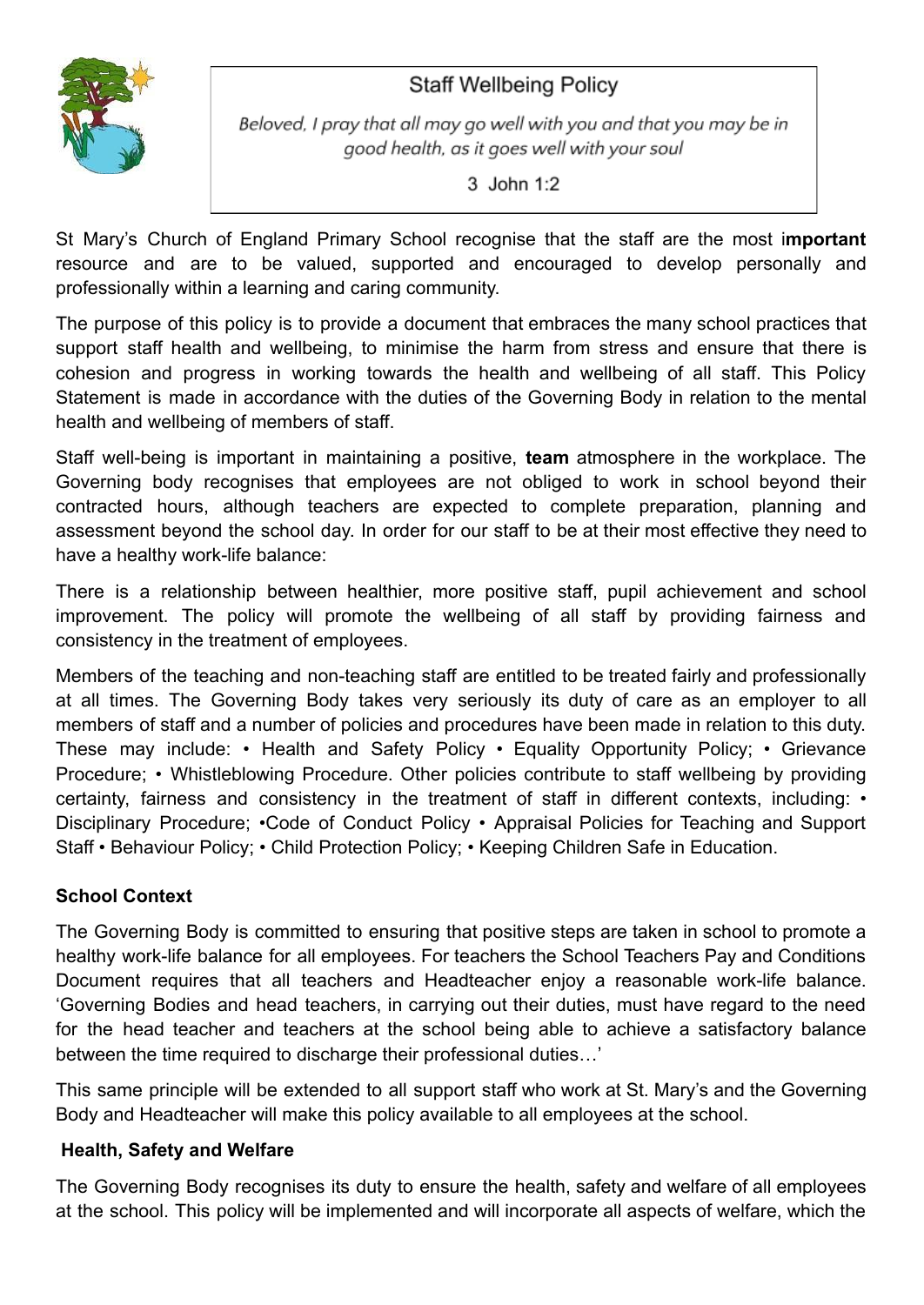# Staff Wellbeing Policy

*Beloved, I pray that all may go well with you and that you may be in good health, as it goes well with your soul*

3 John 1:2

St Mary's Church of England Primary School recognise that the staff are the most i**mportant** resource and are to be valued, supported and encouraged to develop personally and professionally within a learning and caring community.

The purpose of this policy is to provide a document that embraces the many school practices that support staff health and wellbeing, to minimise the harm from stress and ensure that there is cohesion and progress in working towards the health and wellbeing of all staff. This Policy Statement is made in accordance with the duties of the Governing Body in relation to the mental health and wellbeing of members of staff.

Staff well-being is important in maintaining a positive, **team** atmosphere in the workplace. The Governing body recognises that employees are not obliged to work in school beyond their contracted hours, although teachers are expected to complete preparation, planning and assessment beyond the school day. In order for our staff to be at their most effective they need to have a healthy work-life balance:

There is a relationship between healthier, more positive staff, pupil achievement and school improvement. The policy will promote the wellbeing of all staff by providing fairness and consistency in the treatment of employees.

Members of the teaching and non-teaching staff are entitled to be treated fairly and professionally at all times. The Governing Body takes very seriously its duty of care as an employer to all members of staff and a number of policies and procedures have been made in relation to this duty. These may include: • Health and Safety Policy • Equality Opportunity Policy; • Grievance Procedure; • Whistleblowing Procedure. Other policies contribute to staff wellbeing by providing certainty, fairness and consistency in the treatment of staff in different contexts, including: • Disciplinary Procedure; •Code of Conduct Policy • Appraisal Policies for Teaching and Support Staff • Behaviour Policy; • Child Protection Policy; • Keeping Children Safe in Education.

## School Context

The Governing Body is committed to ensuring that positive steps are taken in school to promote a healthy work-life balance for all employees. For teachers the School Teachers Pay and Conditions Document requires that all teachers and Headteacher enjoy a reasonable work-life balance. 'Governing Bodies and head teachers, in carrying out their duties, must have regard to the need for the head teacher and teachers at the school being able to achieve a satisfactory balance between the time required to discharge their professional duties…'

This same principle will be extended to all support staff who work at St. Mary's and the Governing Body and Headteacher will make this policy available to all employees at the school.

## Health, Safety and Welfare

The Governing Body recognises its duty to ensure the health, safety and welfare of all employees at the school. This policy will be implemented and will incorporate all aspects of welfare, which the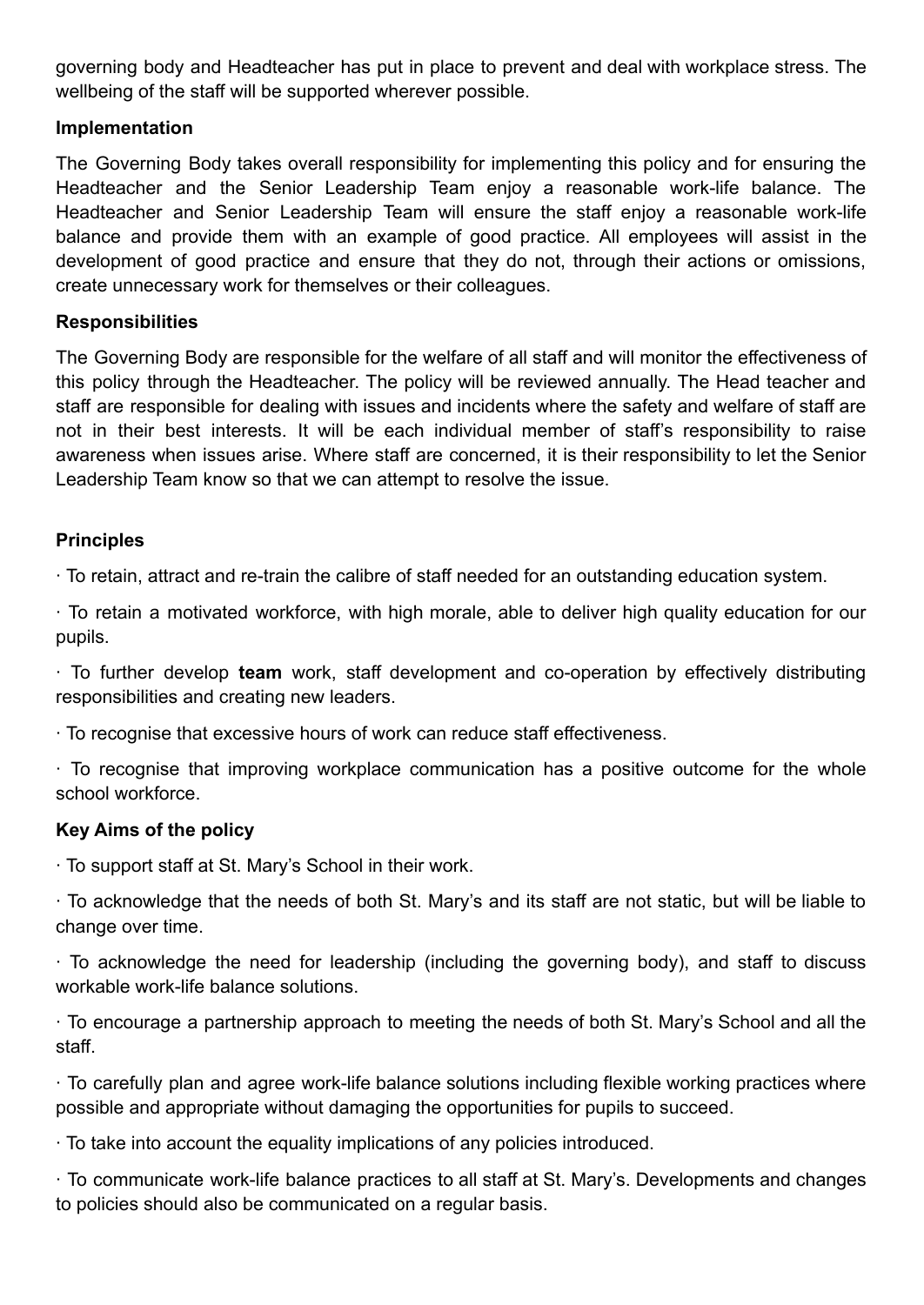governing body and Headteacher has put in place to prevent and deal with workplace stress. The wellbeing of the staff will be supported wherever possible.

**Implementation**

The Governing Body takes overall responsibility for implementing this policy and for ensuring the Headteacher and the Senior Leadership Team enjoy a reasonable work-life balance. The Headteacher and Senior Leadership Team will ensure the staff enjoy a reasonable work-life balance and provide them with an example of good practice. All employees will assist in the development of good practice and ensure that they do not, through their actions or omissions, create unnecessary work for themselves or their colleagues.

**Responsibilities**

The Governing Body are responsible for the welfare of all staff and will monitor the effectiveness of this policy through the Headteacher. The policy will be reviewed annually. The Head teacher and staff are responsible for dealing with issues and incidents where the safety and welfare of staff are not in their best interests. It will be each individual member of staff's responsibility to raise awareness when issues arise. Where staff are concerned, it is their responsibility to let the Senior Leadership Team know so that we can attempt to resolve the issue.

**Principles**

· To retain, attract and re-train the calibre of staff needed for an outstanding education system.

· To retain a motivated workforce, with high morale, able to deliver high quality education for our pupils.

· To further develop **team** work, staff development and co-operation by effectively distributing responsibilities and creating new leaders.

· To recognise that excessive hours of work can reduce staff effectiveness.

· To recognise that improving workplace communication has a positive outcome for the whole school workforce.

**Key Aims of the policy**

· To support staff at St. Mary's School in their work.

· To acknowledge that the needs of both St. Mary's and its staff are not static, but will be liable to change over time.

· To acknowledge the need for leadership (including the governing body), and staff to discuss workable work-life balance solutions.

· To encourage a partnership approach to meeting the needs of both St. Mary's School and all the staff.

· To carefully plan and agree work-life balance solutions including flexible working practices where possible and appropriate without damaging the opportunities for pupils to succeed.

· To take into account the equality implications of any policies introduced.

· To communicate work-life balance practices to all staff at St. Mary's. Developments and changes to policies should also be communicated on a regular basis.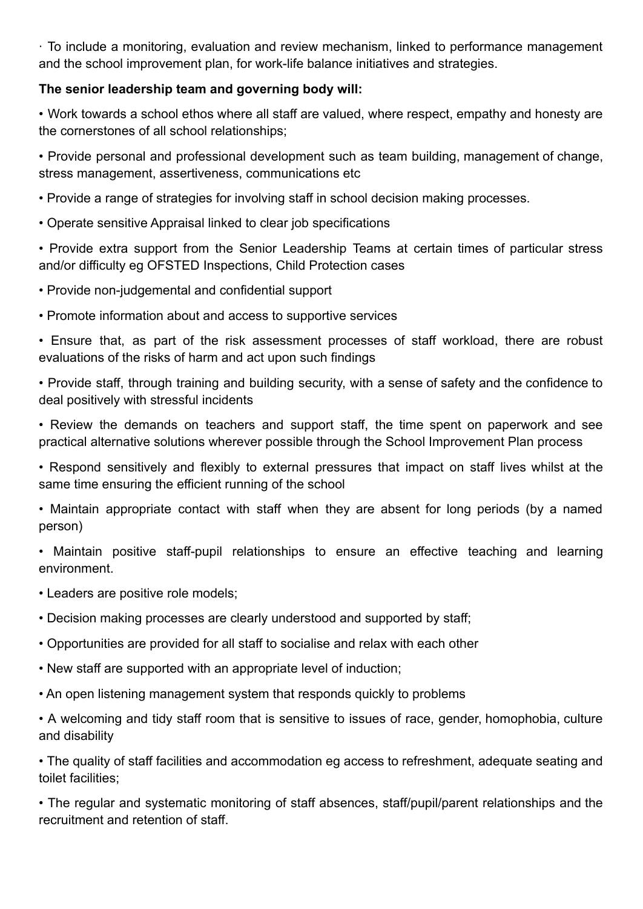· To include a monitoring, evaluation and review mechanism, linked to performance management and the school improvement plan, for work-life balance initiatives and strategies.

**The senior leadership team and governing body will:**

• Work towards a school ethos where all staff are valued, where respect, empathy and honesty are the cornerstones of all school relationships;

• Provide personal and professional development such as team building, management of change, stress management, assertiveness, communications etc

• Provide a range of strategies for involving staff in school decision making processes.

• Operate sensitive Appraisal linked to clear job specifications

• Provide extra support from the Senior Leadership Teams at certain times of particular stress and/or difficulty eg OFSTED Inspections, Child Protection cases

• Provide non-judgemental and confidential support

• Promote information about and access to supportive services

• Ensure that, as part of the risk assessment processes of staff workload, there are robust evaluations of the risks of harm and act upon such findings

• Provide staff, through training and building security, with a sense of safety and the confidence to deal positively with stressful incidents

• Review the demands on teachers and support staff, the time spent on paperwork and see practical alternative solutions wherever possible through the School Improvement Plan process

• Respond sensitively and flexibly to external pressures that impact on staff lives whilst at the same time ensuring the efficient running of the school

• Maintain appropriate contact with staff when they are absent for long periods (by a named person)

• Maintain positive staff-pupil relationships to ensure an effective teaching and learning environment.

• Leaders are positive role models;

• Decision making processes are clearly understood and supported by staff;

• Opportunities are provided for all staff to socialise and relax with each other

• New staff are supported with an appropriate level of induction;

• An open listening management system that responds quickly to problems

• A welcoming and tidy staff room that is sensitive to issues of race, gender, homophobia, culture and disability

• The quality of staff facilities and accommodation eg access to refreshment, adequate seating and toilet facilities;

• The regular and systematic monitoring of staff absences, staff/pupil/parent relationships and the recruitment and retention of staff.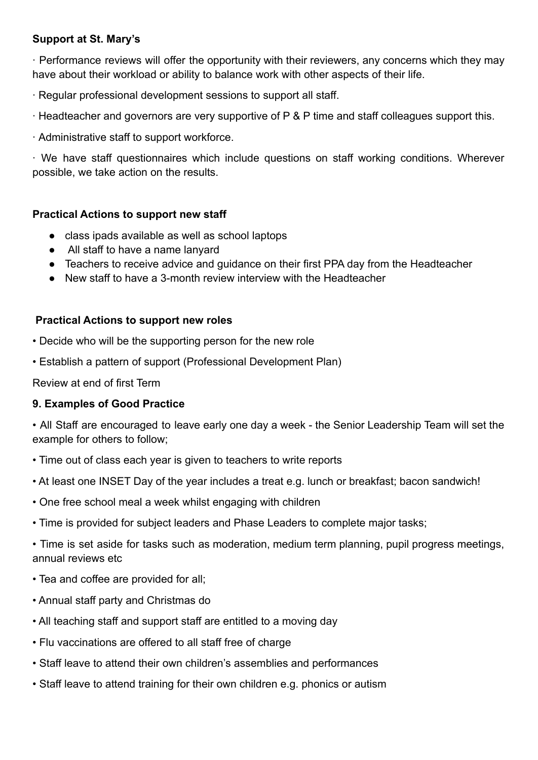**Support at St. Mary's**

· Performance reviews will offer the opportunity with their reviewers, any concerns which they may have about their workload or ability to balance work with other aspects of their life.

· Regular professional development sessions to support all staff.

· Headteacher and governors are very supportive of P & P time and staff colleagues support this.

· Administrative staff to support workforce.

· We have staff questionnaires which include questions on staff working conditions. Wherever possible, we take action on the results.

**Practical Actions to support new staff**

- class ipads available as well as school laptops
- All staff to have a name lanyard
- Teachers to receive advice and guidance on their first PPA day from the Headteacher
- New staff to have a 3-month review interview with the Headteacher

**Practical Actions to support new roles**

• Decide who will be the supporting person for the new role

• Establish a pattern of support (Professional Development Plan)

Review at end of first Term

**9. Examples of Good Practice**

• All Staff are encouraged to leave early one day a week - the Senior Leadership Team will set the example for others to follow;

• Time out of class each year is given to teachers to write reports

• At least one INSET Day of the year includes a treat e.g. lunch or breakfast; bacon sandwich!

• One free school meal a week whilst engaging with children

• Time is provided for subject leaders and Phase Leaders to complete major tasks;

• Time is set aside for tasks such as moderation, medium term planning, pupil progress meetings, annual reviews etc

• Tea and coffee are provided for all;

• Annual staff party and Christmas do

• All teaching staff and support staff are entitled to a moving day

• Flu vaccinations are offered to all staff free of charge

• Staff leave to attend their own children's assemblies and performances

• Staff leave to attend training for their own children e.g. phonics or autism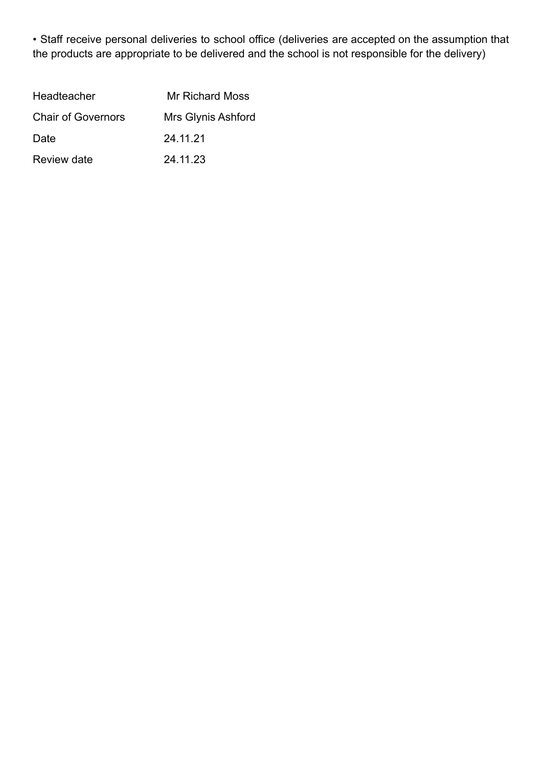• Staff receive personal deliveries to school office (deliveries are accepted on the assumption that the products are appropriate to be delivered and the school is not responsible for the delivery)

| | |
|---|---|
| Headteacher | Mr Richard Moss |
| Chair of Governors | Mrs Glynis Ashford |
| Date | 24.11.21 |
| Review date | 24.11.23 |